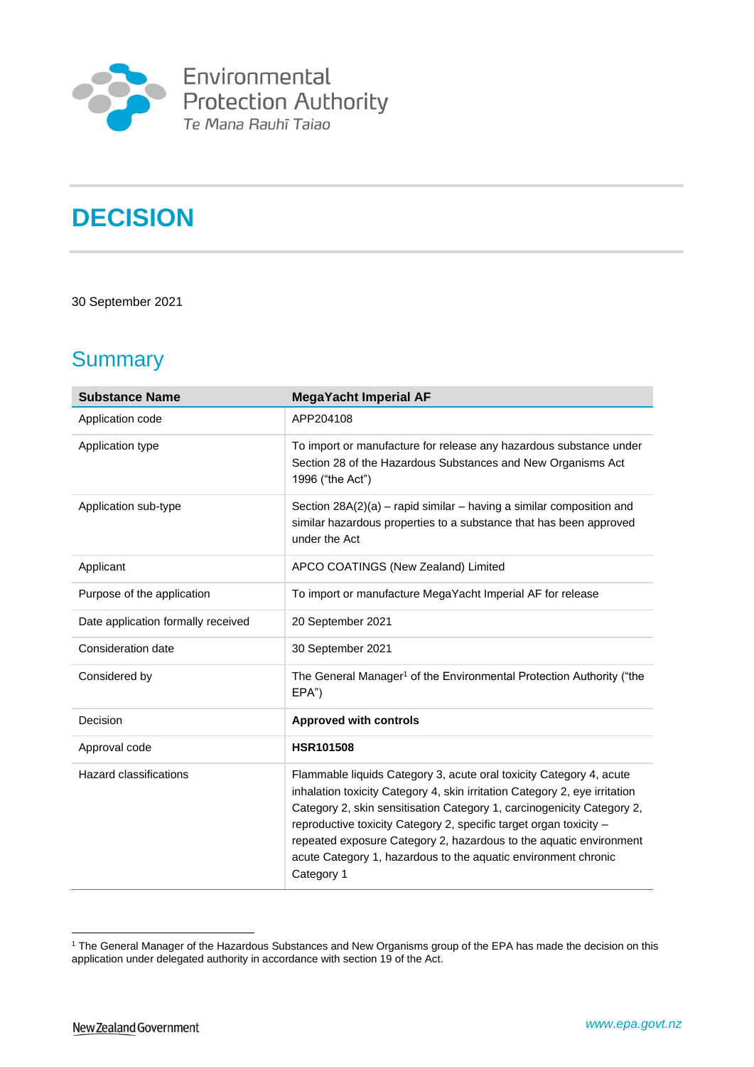Environmental Protection Authority
*Te Mana Rauhī Taiao*

# DECISION

30 September 2021

## Summary

| Substance Name | MegaYacht Imperial AF |
|---|---|
| Application code | APP204108 |
| Application type | To import or manufacture for release any hazardous substance under Section 28 of the Hazardous Substances and New Organisms Act 1996 ("the Act") |
| Application sub-type | Section 28A(2)(a) – rapid similar – having a similar composition and similar hazardous properties to a substance that has been approved under the Act |
| Applicant | APCO COATINGS (New Zealand) Limited |
| Purpose of the application | To import or manufacture MegaYacht Imperial AF for release |
| Date application formally received | 20 September 2021 |
| Consideration date | 30 September 2021 |
| Considered by | The General Manager[1] of the Environmental Protection Authority ("the EPA") |
| Decision | **Approved with controls** |
| Approval code | **HSR101508** |
| Hazard classifications | Flammable liquids Category 3, acute oral toxicity Category 4, acute inhalation toxicity Category 4, skin irritation Category 2, eye irritation Category 2, skin sensitisation Category 1, carcinogenicity Category 2, reproductive toxicity Category 2, specific target organ toxicity – repeated exposure Category 2, hazardous to the aquatic environment acute Category 1, hazardous to the aquatic environment chronic Category 1 |

[1] The General Manager of the Hazardous Substances and New Organisms group of the EPA has made the decision on this application under delegated authority in accordance with section 19 of the Act.

New Zealand Government

*www.epa.govt.nz*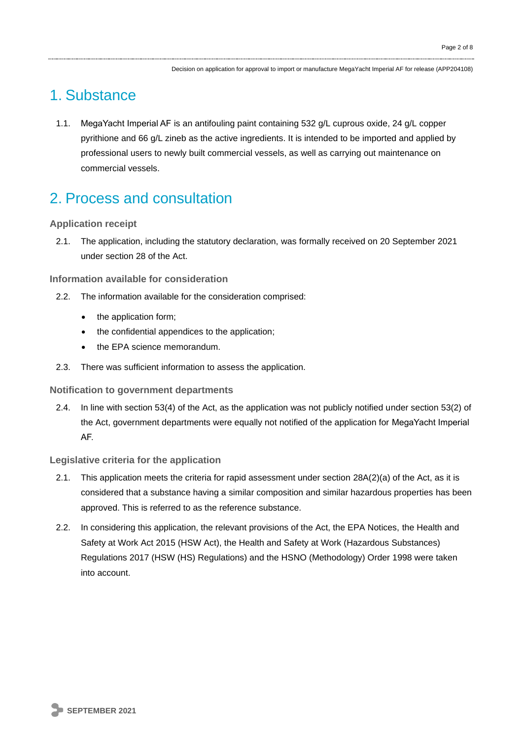# 1. Substance

1.1. MegaYacht Imperial AF is an antifouling paint containing 532 g/L cuprous oxide, 24 g/L copper pyrithione and 66 g/L zineb as the active ingredients. It is intended to be imported and applied by professional users to newly built commercial vessels, as well as carrying out maintenance on commercial vessels.

# 2. Process and consultation

### Application receipt

2.1. The application, including the statutory declaration, was formally received on 20 September 2021 under section 28 of the Act.

### Information available for consideration

2.2. The information available for the consideration comprised:

- the application form;
- the confidential appendices to the application;
- the EPA science memorandum.

2.3. There was sufficient information to assess the application.

### Notification to government departments

2.4. In line with section 53(4) of the Act, as the application was not publicly notified under section 53(2) of the Act, government departments were equally not notified of the application for MegaYacht Imperial AF.

### Legislative criteria for the application

2.1. This application meets the criteria for rapid assessment under section 28A(2)(a) of the Act, as it is considered that a substance having a similar composition and similar hazardous properties has been approved. This is referred to as the reference substance.

2.2. In considering this application, the relevant provisions of the Act, the EPA Notices, the Health and Safety at Work Act 2015 (HSW Act), the Health and Safety at Work (Hazardous Substances) Regulations 2017 (HSW (HS) Regulations) and the HSNO (Methodology) Order 1998 were taken into account.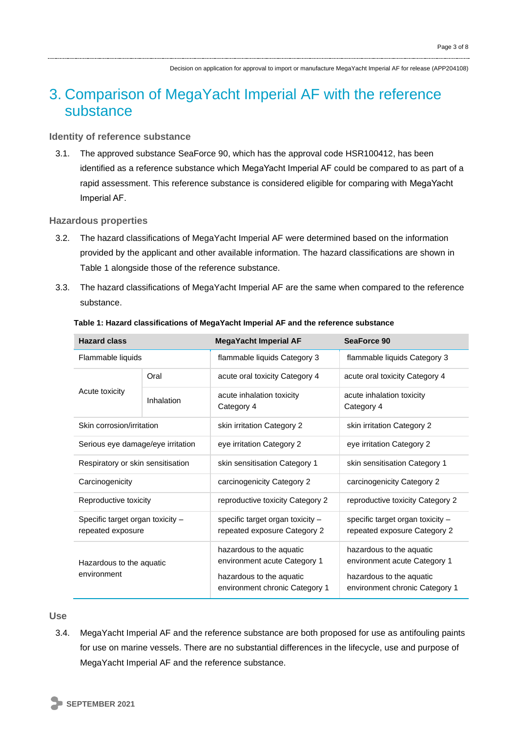# 3. Comparison of MegaYacht Imperial AF with the reference substance

### Identity of reference substance

3.1. The approved substance SeaForce 90, which has the approval code HSR100412, has been identified as a reference substance which MegaYacht Imperial AF could be compared to as part of a rapid assessment. This reference substance is considered eligible for comparing with MegaYacht Imperial AF.

### Hazardous properties

3.2. The hazard classifications of MegaYacht Imperial AF were determined based on the information provided by the applicant and other available information. The hazard classifications are shown in Table 1 alongside those of the reference substance.

3.3. The hazard classifications of MegaYacht Imperial AF are the same when compared to the reference substance.

**Table 1: Hazard classifications of MegaYacht Imperial AF and the reference substance**

| Hazard class | | MegaYacht Imperial AF | SeaForce 90 |
|---|---|---|---|
| Flammable liquids | | flammable liquids Category 3 | flammable liquids Category 3 |
| Acute toxicity | Oral | acute oral toxicity Category 4 | acute oral toxicity Category 4 |
| | Inhalation | acute inhalation toxicity Category 4 | acute inhalation toxicity Category 4 |
| Skin corrosion/irritation | | skin irritation Category 2 | skin irritation Category 2 |
| Serious eye damage/eye irritation | | eye irritation Category 2 | eye irritation Category 2 |
| Respiratory or skin sensitisation | | skin sensitisation Category 1 | skin sensitisation Category 1 |
| Carcinogenicity | | carcinogenicity Category 2 | carcinogenicity Category 2 |
| Reproductive toxicity | | reproductive toxicity Category 2 | reproductive toxicity Category 2 |
| Specific target organ toxicity – repeated exposure | | specific target organ toxicity – repeated exposure Category 2 | specific target organ toxicity – repeated exposure Category 2 |
| Hazardous to the aquatic environment | | hazardous to the aquatic environment acute Category 1<br>hazardous to the aquatic environment chronic Category 1 | hazardous to the aquatic environment acute Category 1<br>hazardous to the aquatic environment chronic Category 1 |

### Use

3.4. MegaYacht Imperial AF and the reference substance are both proposed for use as antifouling paints for use on marine vessels. There are no substantial differences in the lifecycle, use and purpose of MegaYacht Imperial AF and the reference substance.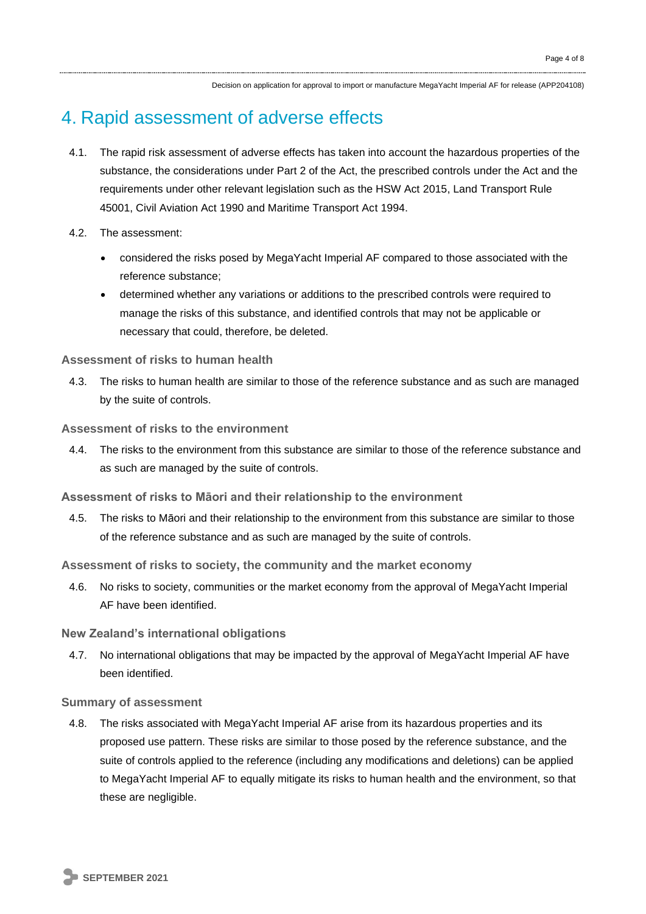# 4. Rapid assessment of adverse effects

4.1. The rapid risk assessment of adverse effects has taken into account the hazardous properties of the substance, the considerations under Part 2 of the Act, the prescribed controls under the Act and the requirements under other relevant legislation such as the HSW Act 2015, Land Transport Rule 45001, Civil Aviation Act 1990 and Maritime Transport Act 1994.

4.2. The assessment:

- considered the risks posed by MegaYacht Imperial AF compared to those associated with the reference substance;
- determined whether any variations or additions to the prescribed controls were required to manage the risks of this substance, and identified controls that may not be applicable or necessary that could, therefore, be deleted.

### Assessment of risks to human health

4.3. The risks to human health are similar to those of the reference substance and as such are managed by the suite of controls.

### Assessment of risks to the environment

4.4. The risks to the environment from this substance are similar to those of the reference substance and as such are managed by the suite of controls.

### Assessment of risks to Māori and their relationship to the environment

4.5. The risks to Māori and their relationship to the environment from this substance are similar to those of the reference substance and as such are managed by the suite of controls.

### Assessment of risks to society, the community and the market economy

4.6. No risks to society, communities or the market economy from the approval of MegaYacht Imperial AF have been identified.

### New Zealand's international obligations

4.7. No international obligations that may be impacted by the approval of MegaYacht Imperial AF have been identified.

### Summary of assessment

4.8. The risks associated with MegaYacht Imperial AF arise from its hazardous properties and its proposed use pattern. These risks are similar to those posed by the reference substance, and the suite of controls applied to the reference (including any modifications and deletions) can be applied to MegaYacht Imperial AF to equally mitigate its risks to human health and the environment, so that these are negligible.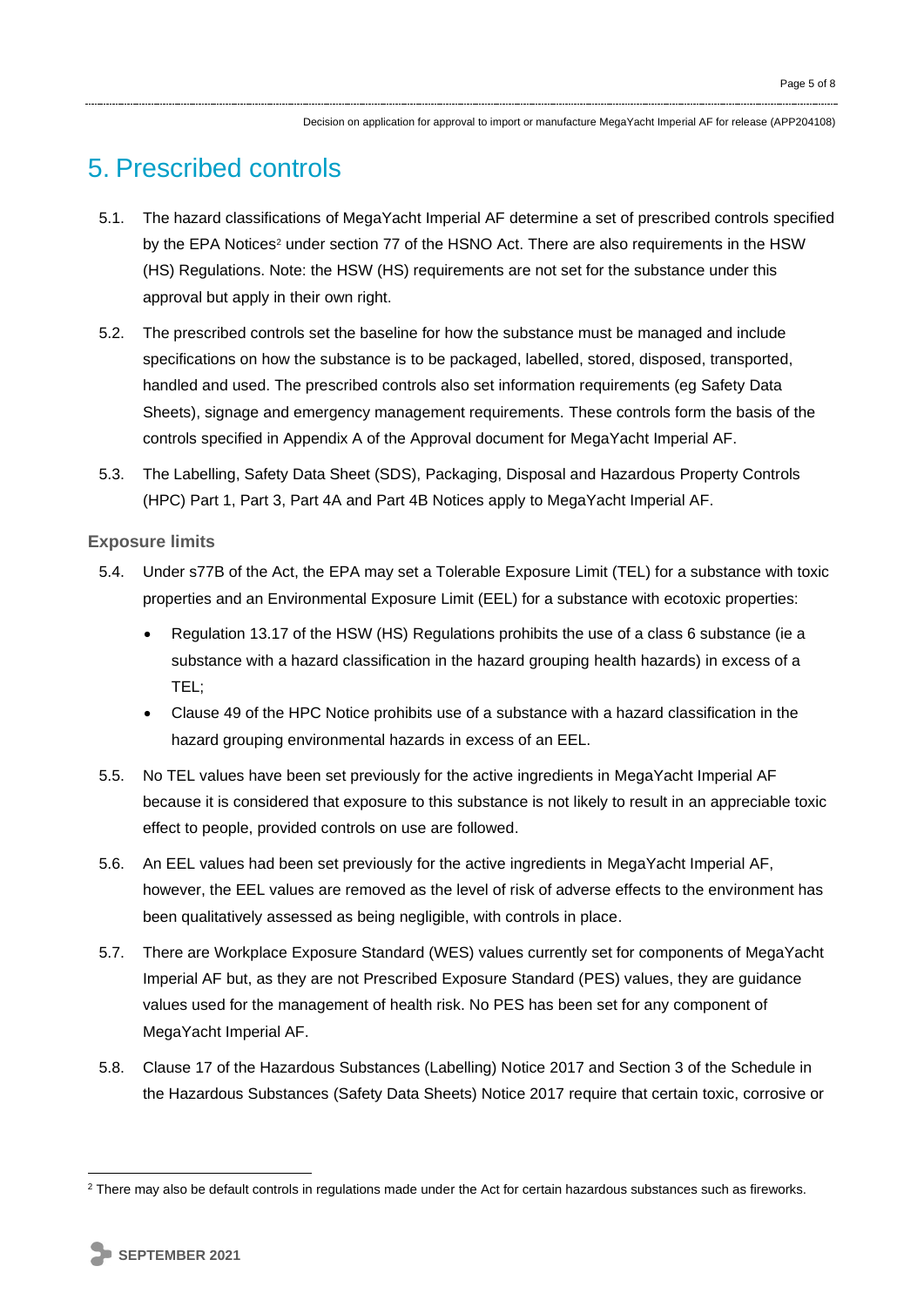## 5. Prescribed controls

5.1. The hazard classifications of MegaYacht Imperial AF determine a set of prescribed controls specified by the EPA Notices[2] under section 77 of the HSNO Act. There are also requirements in the HSW (HS) Regulations. Note: the HSW (HS) requirements are not set for the substance under this approval but apply in their own right.

5.2. The prescribed controls set the baseline for how the substance must be managed and include specifications on how the substance is to be packaged, labelled, stored, disposed, transported, handled and used. The prescribed controls also set information requirements (eg Safety Data Sheets), signage and emergency management requirements. These controls form the basis of the controls specified in Appendix A of the Approval document for MegaYacht Imperial AF.

5.3. The Labelling, Safety Data Sheet (SDS), Packaging, Disposal and Hazardous Property Controls (HPC) Part 1, Part 3, Part 4A and Part 4B Notices apply to MegaYacht Imperial AF.

### Exposure limits

5.4. Under s77B of the Act, the EPA may set a Tolerable Exposure Limit (TEL) for a substance with toxic properties and an Environmental Exposure Limit (EEL) for a substance with ecotoxic properties:

- Regulation 13.17 of the HSW (HS) Regulations prohibits the use of a class 6 substance (ie a substance with a hazard classification in the hazard grouping health hazards) in excess of a TEL;
- Clause 49 of the HPC Notice prohibits use of a substance with a hazard classification in the hazard grouping environmental hazards in excess of an EEL.

5.5. No TEL values have been set previously for the active ingredients in MegaYacht Imperial AF because it is considered that exposure to this substance is not likely to result in an appreciable toxic effect to people, provided controls on use are followed.

5.6. An EEL values had been set previously for the active ingredients in MegaYacht Imperial AF, however, the EEL values are removed as the level of risk of adverse effects to the environment has been qualitatively assessed as being negligible, with controls in place.

5.7. There are Workplace Exposure Standard (WES) values currently set for components of MegaYacht Imperial AF but, as they are not Prescribed Exposure Standard (PES) values, they are guidance values used for the management of health risk. No PES has been set for any component of MegaYacht Imperial AF.

5.8. Clause 17 of the Hazardous Substances (Labelling) Notice 2017 and Section 3 of the Schedule in the Hazardous Substances (Safety Data Sheets) Notice 2017 require that certain toxic, corrosive or

[2] There may also be default controls in regulations made under the Act for certain hazardous substances such as fireworks.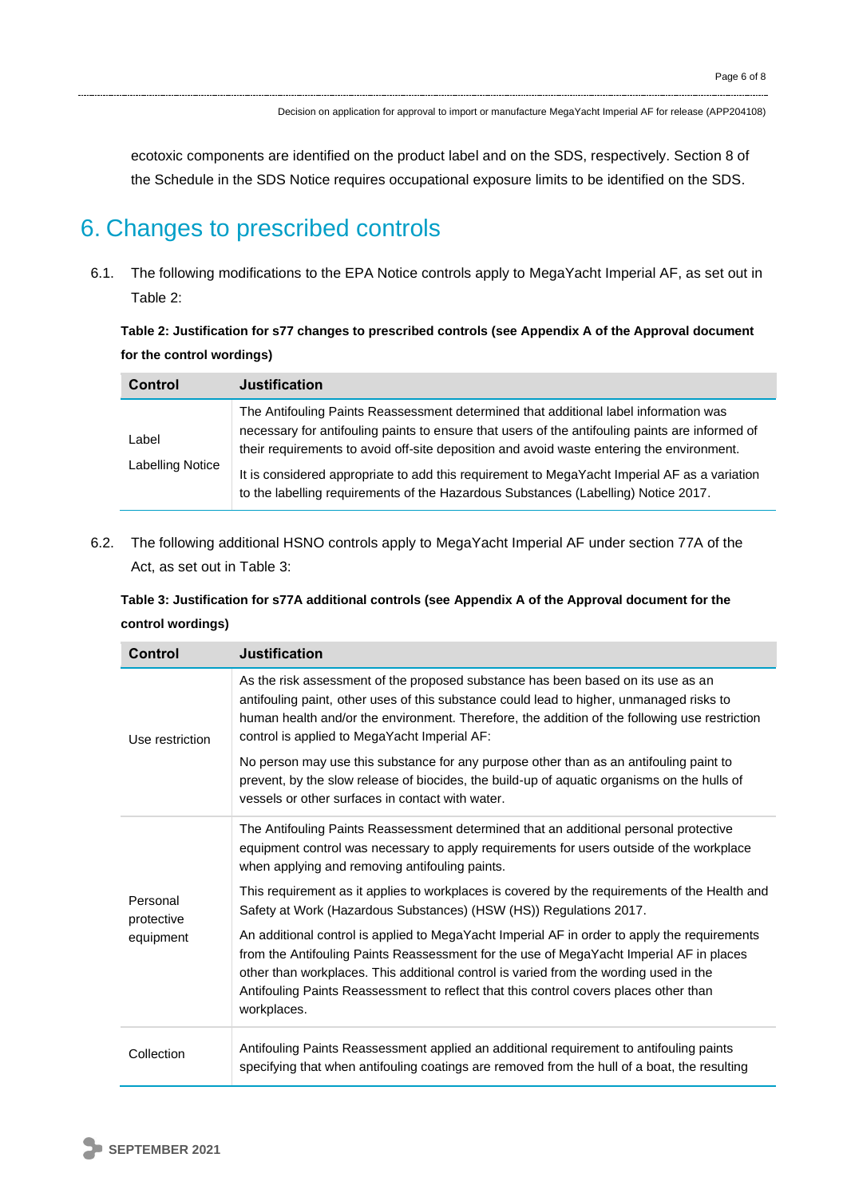ecotoxic components are identified on the product label and on the SDS, respectively. Section 8 of the Schedule in the SDS Notice requires occupational exposure limits to be identified on the SDS.

# 6. Changes to prescribed controls

6.1. The following modifications to the EPA Notice controls apply to MegaYacht Imperial AF, as set out in Table 2:

**Table 2: Justification for s77 changes to prescribed controls (see Appendix A of the Approval document for the control wordings)**

| Control | Justification |
|---|---|
| Label<br><br>Labelling Notice | The Antifouling Paints Reassessment determined that additional label information was necessary for antifouling paints to ensure that users of the antifouling paints are informed of their requirements to avoid off-site deposition and avoid waste entering the environment.<br><br>It is considered appropriate to add this requirement to MegaYacht Imperial AF as a variation to the labelling requirements of the Hazardous Substances (Labelling) Notice 2017. |

6.2. The following additional HSNO controls apply to MegaYacht Imperial AF under section 77A of the Act, as set out in Table 3:

**Table 3: Justification for s77A additional controls (see Appendix A of the Approval document for the control wordings)**

| Control | Justification |
|---|---|
| Use restriction | As the risk assessment of the proposed substance has been based on its use as an antifouling paint, other uses of this substance could lead to higher, unmanaged risks to human health and/or the environment. Therefore, the addition of the following use restriction control is applied to MegaYacht Imperial AF:<br><br>No person may use this substance for any purpose other than as an antifouling paint to prevent, by the slow release of biocides, the build-up of aquatic organisms on the hulls of vessels or other surfaces in contact with water. |
| Personal protective equipment | The Antifouling Paints Reassessment determined that an additional personal protective equipment control was necessary to apply requirements for users outside of the workplace when applying and removing antifouling paints.<br><br>This requirement as it applies to workplaces is covered by the requirements of the Health and Safety at Work (Hazardous Substances) (HSW (HS)) Regulations 2017.<br><br>An additional control is applied to MegaYacht Imperial AF in order to apply the requirements from the Antifouling Paints Reassessment for the use of MegaYacht Imperial AF in places other than workplaces. This additional control is varied from the wording used in the Antifouling Paints Reassessment to reflect that this control covers places other than workplaces. |
| Collection | Antifouling Paints Reassessment applied an additional requirement to antifouling paints specifying that when antifouling coatings are removed from the hull of a boat, the resulting |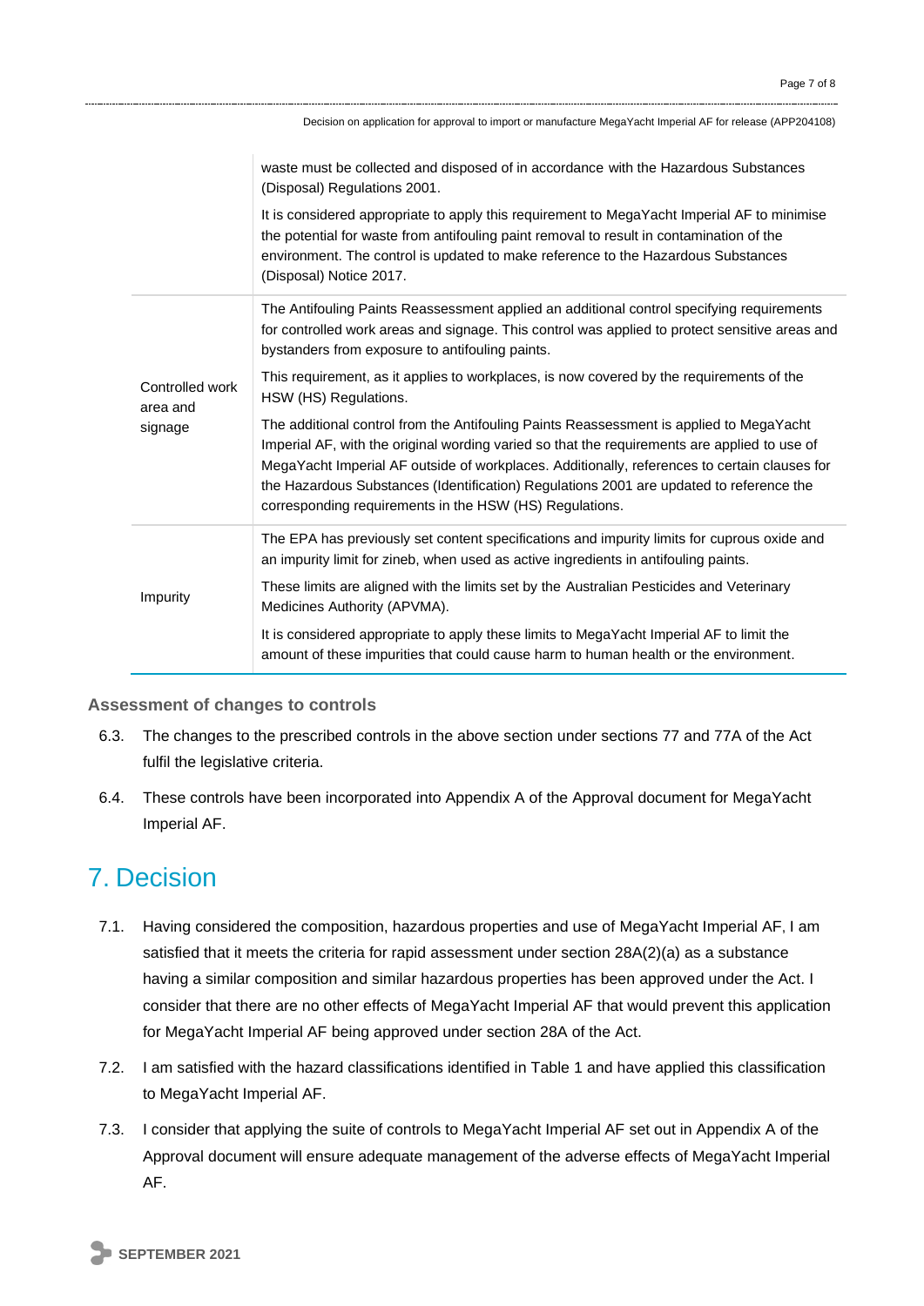| | |
|---|---|
| | waste must be collected and disposed of in accordance with the Hazardous Substances (Disposal) Regulations 2001.<br><br>It is considered appropriate to apply this requirement to MegaYacht Imperial AF to minimise the potential for waste from antifouling paint removal to result in contamination of the environment. The control is updated to make reference to the Hazardous Substances (Disposal) Notice 2017. |
| Controlled work area and signage | The Antifouling Paints Reassessment applied an additional control specifying requirements for controlled work areas and signage. This control was applied to protect sensitive areas and bystanders from exposure to antifouling paints.<br><br>This requirement, as it applies to workplaces, is now covered by the requirements of the HSW (HS) Regulations.<br><br>The additional control from the Antifouling Paints Reassessment is applied to MegaYacht Imperial AF, with the original wording varied so that the requirements are applied to use of MegaYacht Imperial AF outside of workplaces. Additionally, references to certain clauses for the Hazardous Substances (Identification) Regulations 2001 are updated to reference the corresponding requirements in the HSW (HS) Regulations. |
| Impurity | The EPA has previously set content specifications and impurity limits for cuprous oxide and an impurity limit for zineb, when used as active ingredients in antifouling paints.<br><br>These limits are aligned with the limits set by the Australian Pesticides and Veterinary Medicines Authority (APVMA).<br><br>It is considered appropriate to apply these limits to MegaYacht Imperial AF to limit the amount of these impurities that could cause harm to human health or the environment. |

### Assessment of changes to controls

6.3. The changes to the prescribed controls in the above section under sections 77 and 77A of the Act fulfil the legislative criteria.

6.4. These controls have been incorporated into Appendix A of the Approval document for MegaYacht Imperial AF.

## 7. Decision

7.1. Having considered the composition, hazardous properties and use of MegaYacht Imperial AF, I am satisfied that it meets the criteria for rapid assessment under section 28A(2)(a) as a substance having a similar composition and similar hazardous properties has been approved under the Act. I consider that there are no other effects of MegaYacht Imperial AF that would prevent this application for MegaYacht Imperial AF being approved under section 28A of the Act.

7.2. I am satisfied with the hazard classifications identified in Table 1 and have applied this classification to MegaYacht Imperial AF.

7.3. I consider that applying the suite of controls to MegaYacht Imperial AF set out in Appendix A of the Approval document will ensure adequate management of the adverse effects of MegaYacht Imperial AF.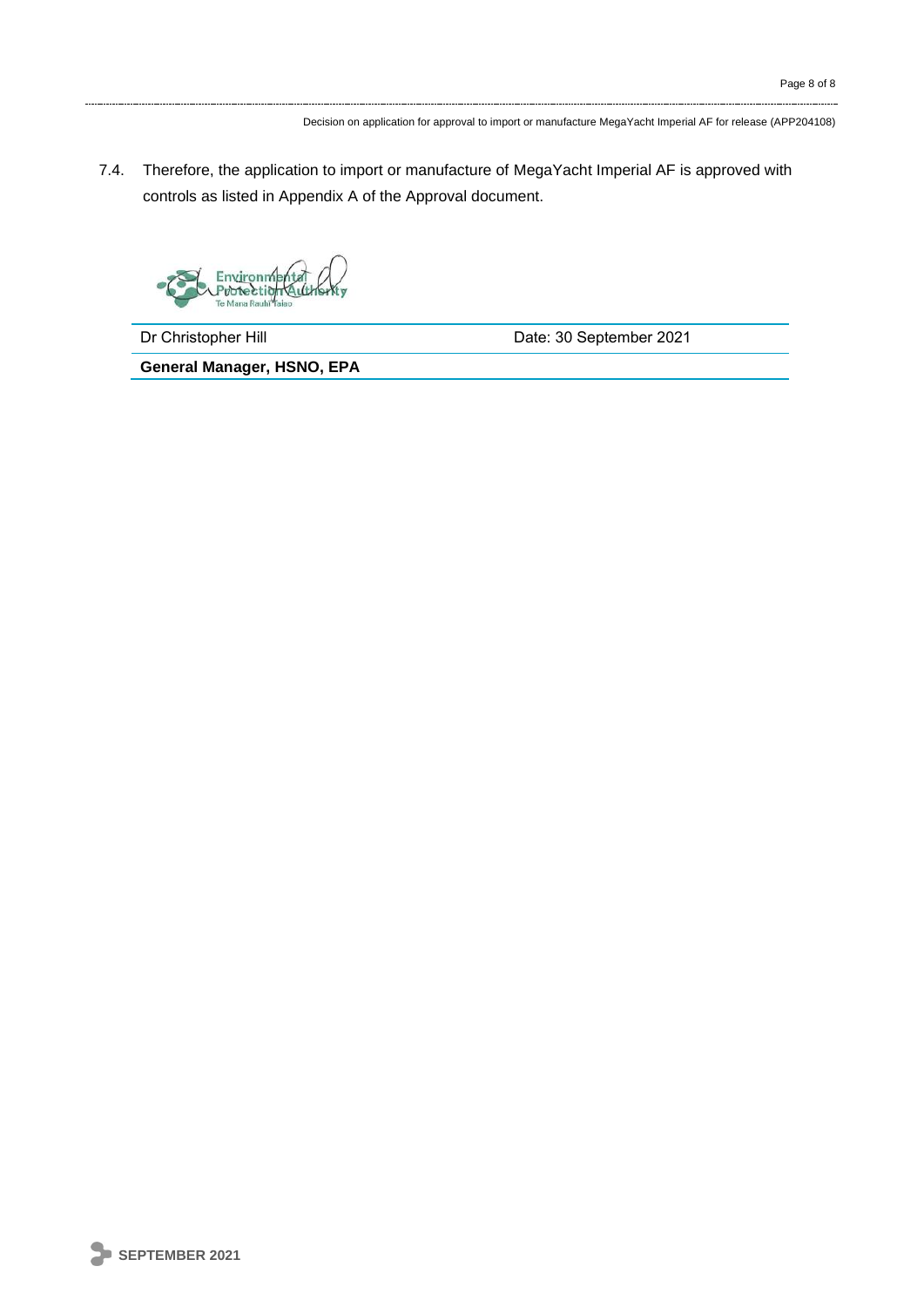7.4. Therefore, the application to import or manufacture of MegaYacht Imperial AF is approved with controls as listed in Appendix A of the Approval document.

| | |
|---|---|
| Dr Christopher Hill | Date: 30 September 2021 |
| **General Manager, HSNO, EPA** | |